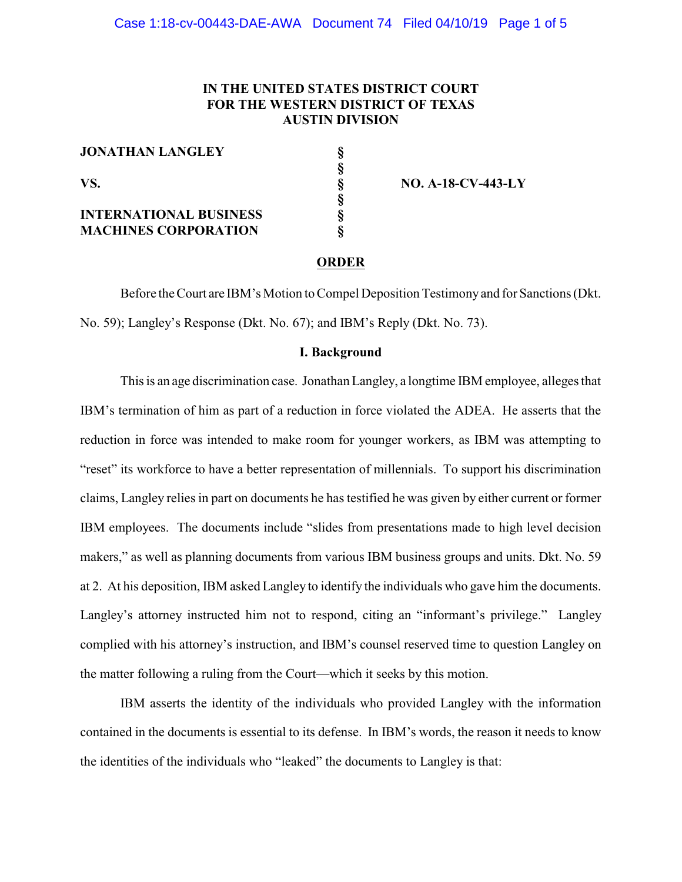**IN THE UNITED STATES DISTRICT COURT**
**FOR THE WESTERN DISTRICT OF TEXAS**
**AUSTIN DIVISION**

| | | |
|---|---|---|
| **JONATHAN LANGLEY** | § | |
| | § | |
| **VS.** | § | **NO. A-18-CV-443-LY** |
| | § | |
| **INTERNATIONAL BUSINESS MACHINES CORPORATION** | § | |
| | § | |

## ORDER

Before the Court are IBM's Motion to Compel Deposition Testimony and for Sanctions (Dkt. No. 59); Langley's Response (Dkt. No. 67); and IBM's Reply (Dkt. No. 73).

### I. Background

This is an age discrimination case. Jonathan Langley, a longtime IBM employee, alleges that IBM's termination of him as part of a reduction in force violated the ADEA. He asserts that the reduction in force was intended to make room for younger workers, as IBM was attempting to "reset" its workforce to have a better representation of millennials. To support his discrimination claims, Langley relies in part on documents he has testified he was given by either current or former IBM employees. The documents include "slides from presentations made to high level decision makers," as well as planning documents from various IBM business groups and units. Dkt. No. 59 at 2. At his deposition, IBM asked Langley to identify the individuals who gave him the documents. Langley's attorney instructed him not to respond, citing an "informant's privilege." Langley complied with his attorney's instruction, and IBM's counsel reserved time to question Langley on the matter following a ruling from the Court—which it seeks by this motion.

IBM asserts the identity of the individuals who provided Langley with the information contained in the documents is essential to its defense. In IBM's words, the reason it needs to know the identities of the individuals who "leaked" the documents to Langley is that: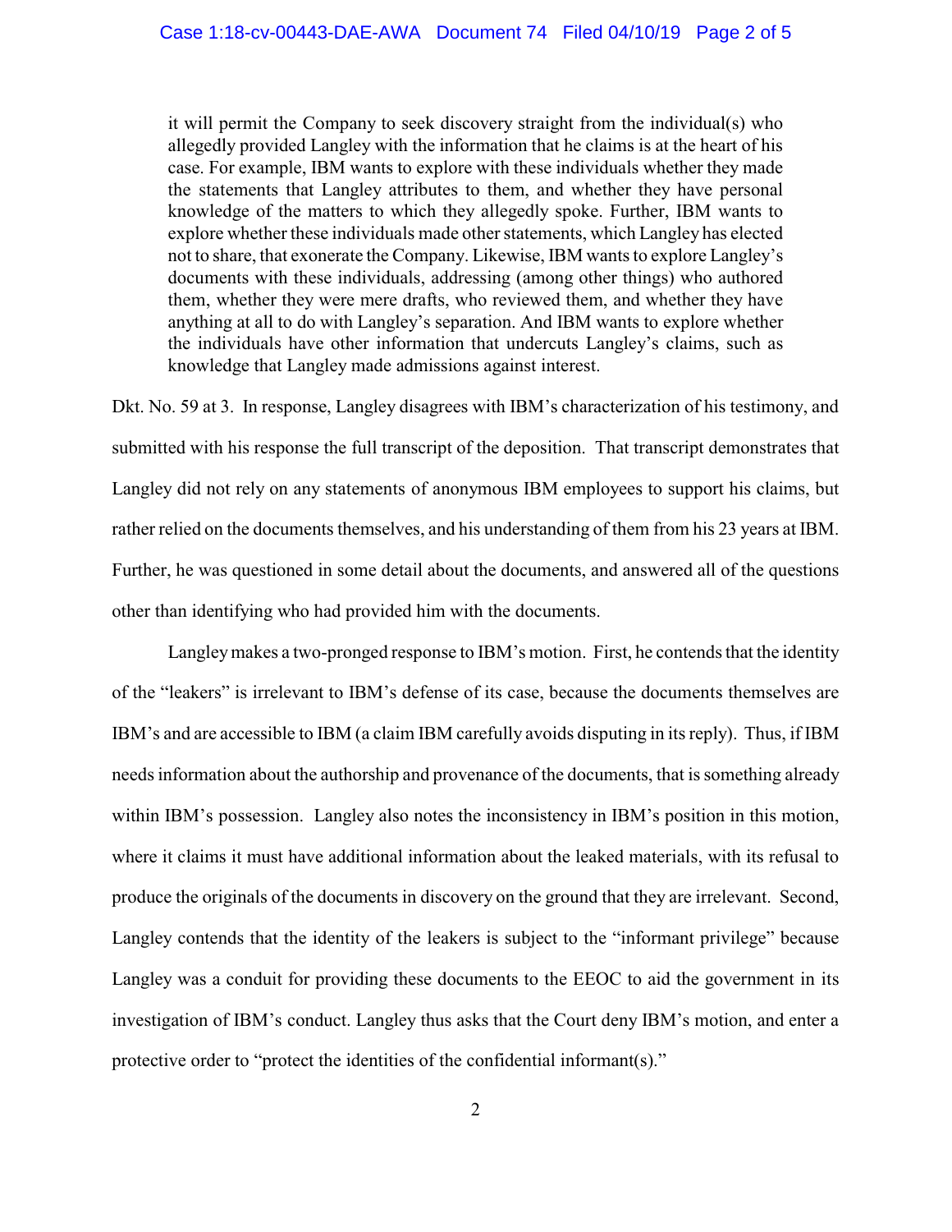> it will permit the Company to seek discovery straight from the individual(s) who allegedly provided Langley with the information that he claims is at the heart of his case. For example, IBM wants to explore with these individuals whether they made the statements that Langley attributes to them, and whether they have personal knowledge of the matters to which they allegedly spoke. Further, IBM wants to explore whether these individuals made other statements, which Langley has elected not to share, that exonerate the Company. Likewise, IBM wants to explore Langley's documents with these individuals, addressing (among other things) who authored them, whether they were mere drafts, who reviewed them, and whether they have anything at all to do with Langley's separation. And IBM wants to explore whether the individuals have other information that undercuts Langley's claims, such as knowledge that Langley made admissions against interest.

Dkt. No. 59 at 3. In response, Langley disagrees with IBM's characterization of his testimony, and submitted with his response the full transcript of the deposition. That transcript demonstrates that Langley did not rely on any statements of anonymous IBM employees to support his claims, but rather relied on the documents themselves, and his understanding of them from his 23 years at IBM. Further, he was questioned in some detail about the documents, and answered all of the questions other than identifying who had provided him with the documents.

Langley makes a two-pronged response to IBM's motion. First, he contends that the identity of the "leakers" is irrelevant to IBM's defense of its case, because the documents themselves are IBM's and are accessible to IBM (a claim IBM carefully avoids disputing in its reply). Thus, if IBM needs information about the authorship and provenance of the documents, that is something already within IBM's possession. Langley also notes the inconsistency in IBM's position in this motion, where it claims it must have additional information about the leaked materials, with its refusal to produce the originals of the documents in discovery on the ground that they are irrelevant. Second, Langley contends that the identity of the leakers is subject to the "informant privilege" because Langley was a conduit for providing these documents to the EEOC to aid the government in its investigation of IBM's conduct. Langley thus asks that the Court deny IBM's motion, and enter a protective order to "protect the identities of the confidential informant(s)."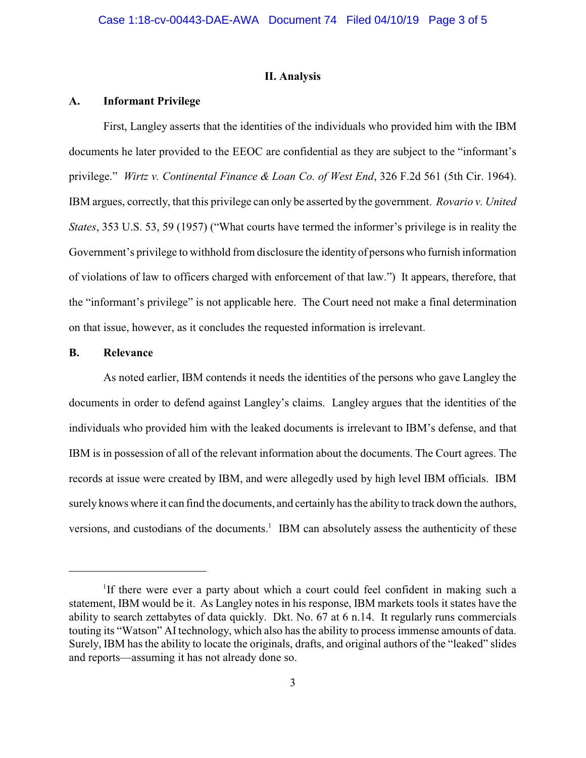## II. Analysis

### A. Informant Privilege

First, Langley asserts that the identities of the individuals who provided him with the IBM documents he later provided to the EEOC are confidential as they are subject to the "informant's privilege." *Wirtz v. Continental Finance & Loan Co. of West End*, 326 F.2d 561 (5th Cir. 1964). IBM argues, correctly, that this privilege can only be asserted by the government. *Rovario v. United States*, 353 U.S. 53, 59 (1957) ("What courts have termed the informer's privilege is in reality the Government's privilege to withhold from disclosure the identity of persons who furnish information of violations of law to officers charged with enforcement of that law.") It appears, therefore, that the "informant's privilege" is not applicable here. The Court need not make a final determination on that issue, however, as it concludes the requested information is irrelevant.

### B. Relevance

As noted earlier, IBM contends it needs the identities of the persons who gave Langley the documents in order to defend against Langley's claims. Langley argues that the identities of the individuals who provided him with the leaked documents is irrelevant to IBM's defense, and that IBM is in possession of all of the relevant information about the documents. The Court agrees. The records at issue were created by IBM, and were allegedly used by high level IBM officials. IBM surely knows where it can find the documents, and certainly has the ability to track down the authors, versions, and custodians of the documents.[1] IBM can absolutely assess the authenticity of these

---

[1] If there were ever a party about which a court could feel confident in making such a statement, IBM would be it. As Langley notes in his response, IBM markets tools it states have the ability to search zettabytes of data quickly. Dkt. No. 67 at 6 n.14. It regularly runs commercials touting its "Watson" AI technology, which also has the ability to process immense amounts of data. Surely, IBM has the ability to locate the originals, drafts, and original authors of the "leaked" slides and reports—assuming it has not already done so.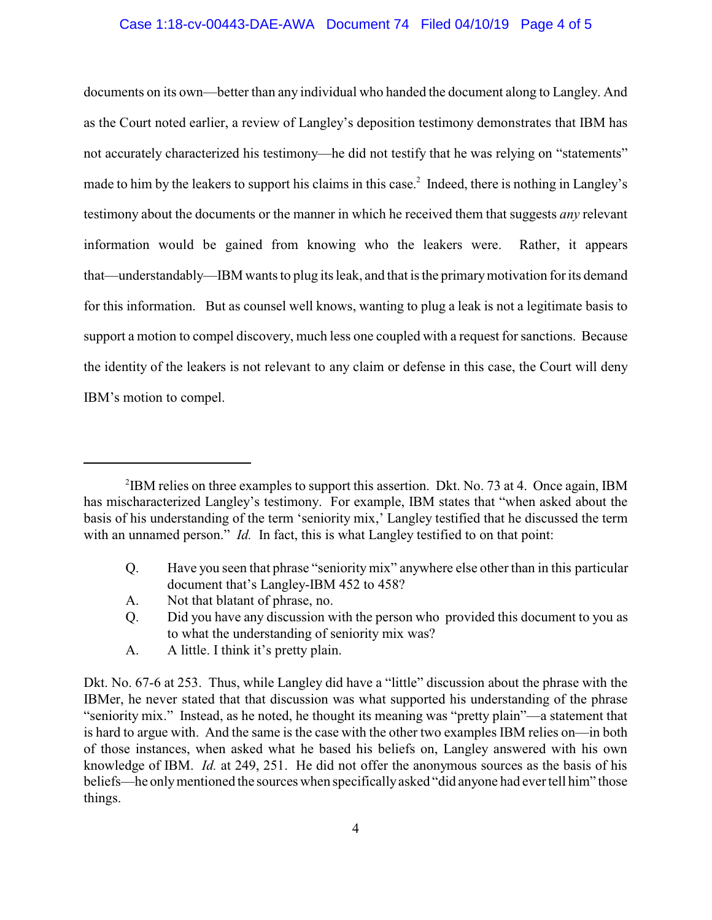documents on its own—better than any individual who handed the document along to Langley. And as the Court noted earlier, a review of Langley's deposition testimony demonstrates that IBM has not accurately characterized his testimony—he did not testify that he was relying on "statements" made to him by the leakers to support his claims in this case.[2] Indeed, there is nothing in Langley's testimony about the documents or the manner in which he received them that suggests *any* relevant information would be gained from knowing who the leakers were. Rather, it appears that—understandably—IBM wants to plug its leak, and that is the primary motivation for its demand for this information. But as counsel well knows, wanting to plug a leak is not a legitimate basis to support a motion to compel discovery, much less one coupled with a request for sanctions. Because the identity of the leakers is not relevant to any claim or defense in this case, the Court will deny IBM's motion to compel.

---

[2]IBM relies on three examples to support this assertion. Dkt. No. 73 at 4. Once again, IBM has mischaracterized Langley's testimony. For example, IBM states that "when asked about the basis of his understanding of the term 'seniority mix,' Langley testified that he discussed the term with an unnamed person." *Id.* In fact, this is what Langley testified to on that point:

> Q. Have you seen that phrase "seniority mix" anywhere else other than in this particular document that's Langley-IBM 452 to 458?
>
> A. Not that blatant of phrase, no.
>
> Q. Did you have any discussion with the person who provided this document to you as to what the understanding of seniority mix was?
>
> A. A little. I think it's pretty plain.

Dkt. No. 67-6 at 253. Thus, while Langley did have a "little" discussion about the phrase with the IBMer, he never stated that that discussion was what supported his understanding of the phrase "seniority mix." Instead, as he noted, he thought its meaning was "pretty plain"—a statement that is hard to argue with. And the same is the case with the other two examples IBM relies on—in both of those instances, when asked what he based his beliefs on, Langley answered with his own knowledge of IBM. *Id.* at 249, 251. He did not offer the anonymous sources as the basis of his beliefs—he only mentioned the sources when specifically asked "did anyone had ever tell him" those things.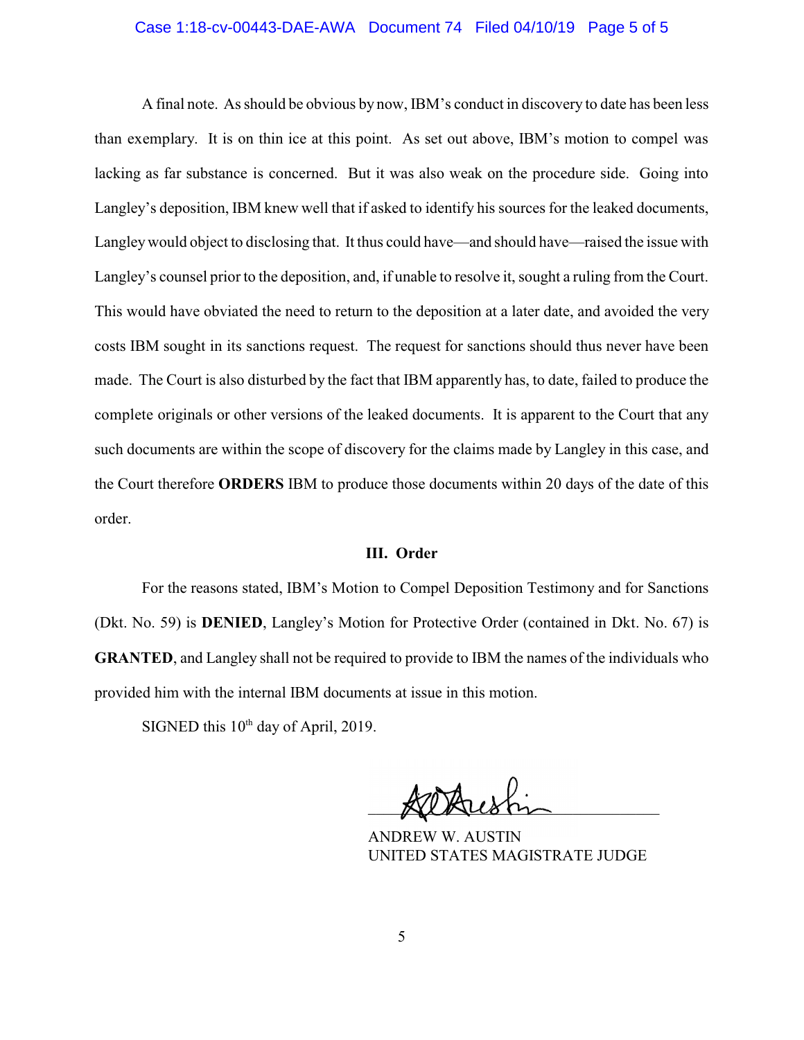A final note. As should be obvious by now, IBM's conduct in discovery to date has been less than exemplary. It is on thin ice at this point. As set out above, IBM's motion to compel was lacking as far substance is concerned. But it was also weak on the procedure side. Going into Langley's deposition, IBM knew well that if asked to identify his sources for the leaked documents, Langley would object to disclosing that. It thus could have—and should have—raised the issue with Langley's counsel prior to the deposition, and, if unable to resolve it, sought a ruling from the Court. This would have obviated the need to return to the deposition at a later date, and avoided the very costs IBM sought in its sanctions request. The request for sanctions should thus never have been made. The Court is also disturbed by the fact that IBM apparently has, to date, failed to produce the complete originals or other versions of the leaked documents. It is apparent to the Court that any such documents are within the scope of discovery for the claims made by Langley in this case, and the Court therefore **ORDERS** IBM to produce those documents within 20 days of the date of this order.

### III. Order

For the reasons stated, IBM's Motion to Compel Deposition Testimony and for Sanctions (Dkt. No. 59) is **DENIED**, Langley's Motion for Protective Order (contained in Dkt. No. 67) is **GRANTED**, and Langley shall not be required to provide to IBM the names of the individuals who provided him with the internal IBM documents at issue in this motion.

SIGNED this 10th day of April, 2019.

ANDREW W. AUSTIN
UNITED STATES MAGISTRATE JUDGE